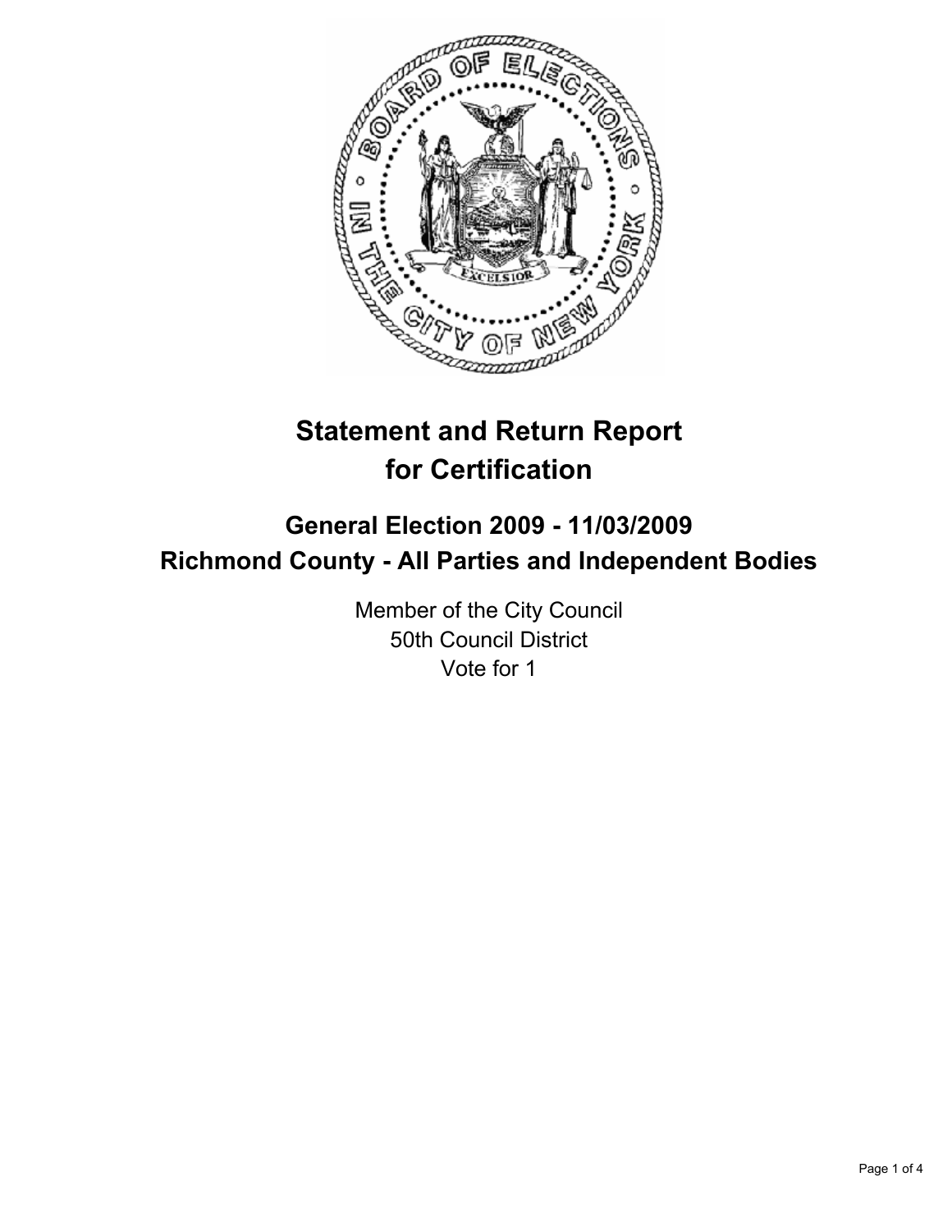# Statement and Return Report for Certification

## General Election 2009 - 11/03/2009
## Richmond County - All Parties and Independent Bodies

Member of the City Council
50th Council District
Vote for 1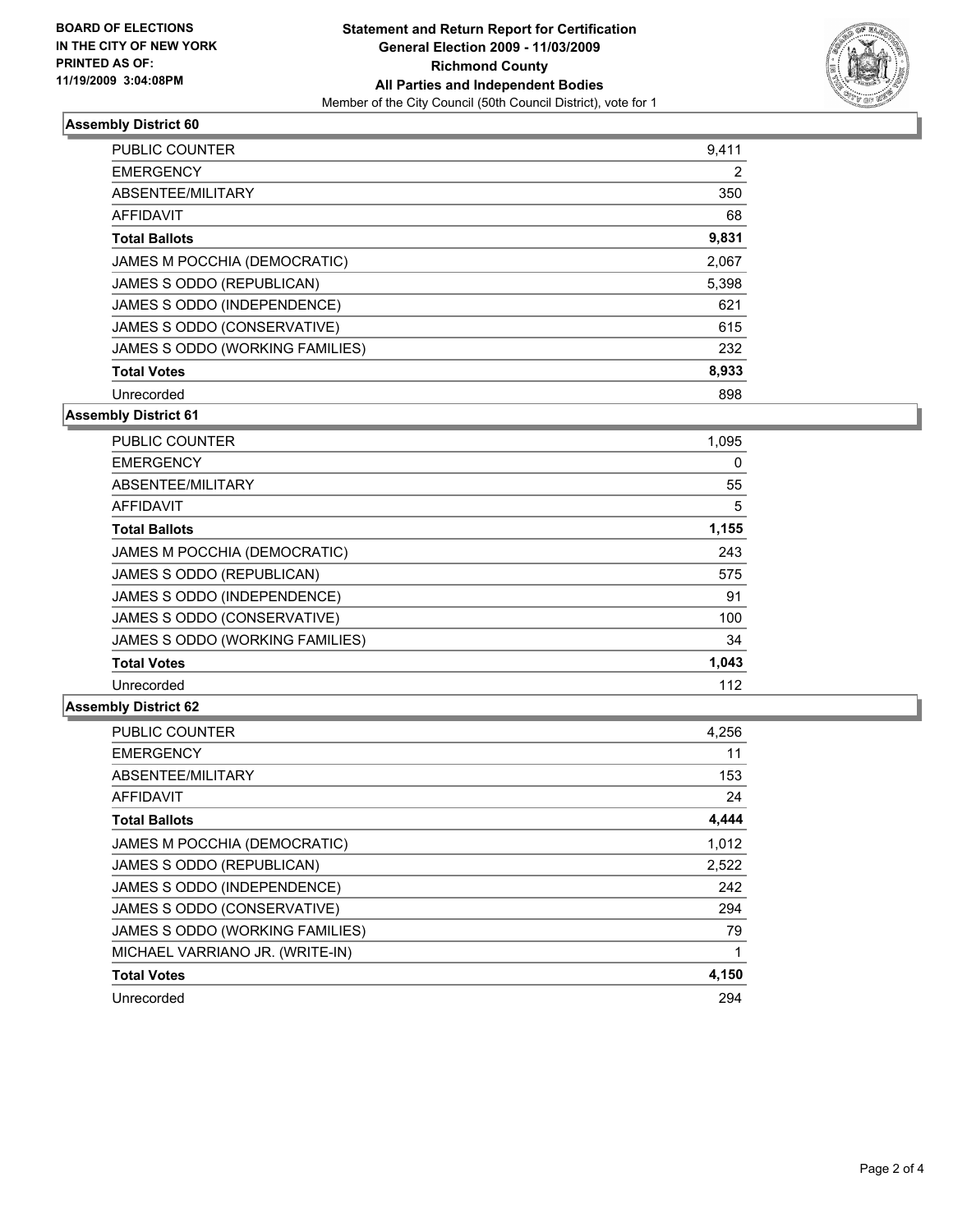**BOARD OF ELECTIONS IN THE CITY OF NEW YORK PRINTED AS OF: 11/19/2009 3:04:08PM**

**Statement and Return Report for Certification**
**General Election 2009 - 11/03/2009**
**Richmond County**
**All Parties and Independent Bodies**
Member of the City Council (50th Council District), vote for 1

### Assembly District 60

| | |
|---|---|
| PUBLIC COUNTER | 9,411 |
| EMERGENCY | 2 |
| ABSENTEE/MILITARY | 350 |
| AFFIDAVIT | 68 |
| **Total Ballots** | **9,831** |
| JAMES M POCCHIA (DEMOCRATIC) | 2,067 |
| JAMES S ODDO (REPUBLICAN) | 5,398 |
| JAMES S ODDO (INDEPENDENCE) | 621 |
| JAMES S ODDO (CONSERVATIVE) | 615 |
| JAMES S ODDO (WORKING FAMILIES) | 232 |
| **Total Votes** | **8,933** |
| Unrecorded | 898 |

### Assembly District 61

| | |
|---|---|
| PUBLIC COUNTER | 1,095 |
| EMERGENCY | 0 |
| ABSENTEE/MILITARY | 55 |
| AFFIDAVIT | 5 |
| **Total Ballots** | **1,155** |
| JAMES M POCCHIA (DEMOCRATIC) | 243 |
| JAMES S ODDO (REPUBLICAN) | 575 |
| JAMES S ODDO (INDEPENDENCE) | 91 |
| JAMES S ODDO (CONSERVATIVE) | 100 |
| JAMES S ODDO (WORKING FAMILIES) | 34 |
| **Total Votes** | **1,043** |
| Unrecorded | 112 |

### Assembly District 62

| | |
|---|---|
| PUBLIC COUNTER | 4,256 |
| EMERGENCY | 11 |
| ABSENTEE/MILITARY | 153 |
| AFFIDAVIT | 24 |
| **Total Ballots** | **4,444** |
| JAMES M POCCHIA (DEMOCRATIC) | 1,012 |
| JAMES S ODDO (REPUBLICAN) | 2,522 |
| JAMES S ODDO (INDEPENDENCE) | 242 |
| JAMES S ODDO (CONSERVATIVE) | 294 |
| JAMES S ODDO (WORKING FAMILIES) | 79 |
| MICHAEL VARRIANO JR. (WRITE-IN) | 1 |
| **Total Votes** | **4,150** |
| Unrecorded | 294 |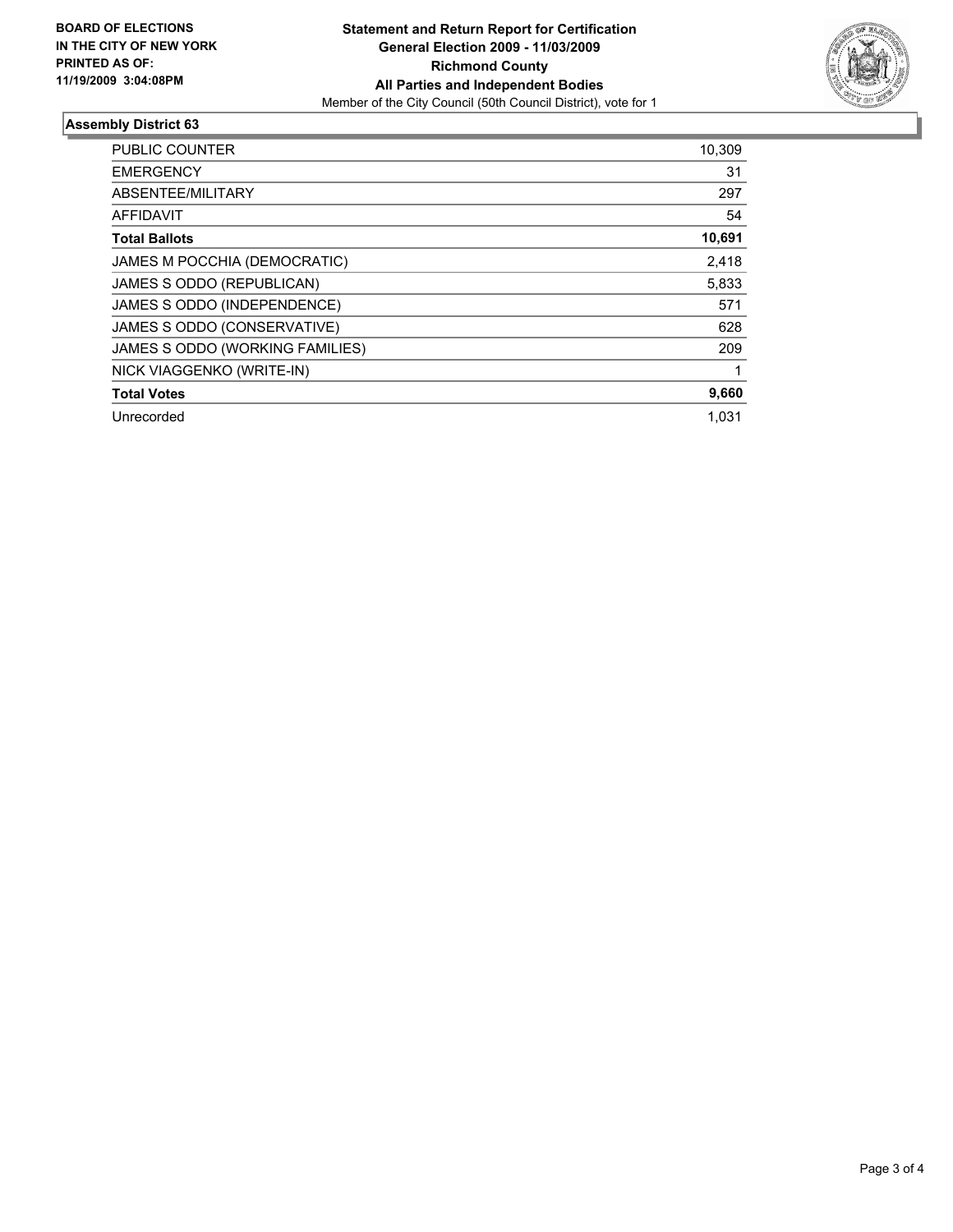**BOARD OF ELECTIONS IN THE CITY OF NEW YORK PRINTED AS OF: 11/19/2009 3:04:08PM**

**Statement and Return Report for Certification**
**General Election 2009 - 11/03/2009**
**Richmond County**
**All Parties and Independent Bodies**
Member of the City Council (50th Council District), vote for 1

### Assembly District 63

| | |
|---|---|
| PUBLIC COUNTER | 10,309 |
| EMERGENCY | 31 |
| ABSENTEE/MILITARY | 297 |
| AFFIDAVIT | 54 |
| **Total Ballots** | **10,691** |
| JAMES M POCCHIA (DEMOCRATIC) | 2,418 |
| JAMES S ODDO (REPUBLICAN) | 5,833 |
| JAMES S ODDO (INDEPENDENCE) | 571 |
| JAMES S ODDO (CONSERVATIVE) | 628 |
| JAMES S ODDO (WORKING FAMILIES) | 209 |
| NICK VIAGGENKO (WRITE-IN) | 1 |
| **Total Votes** | **9,660** |
| Unrecorded | 1,031 |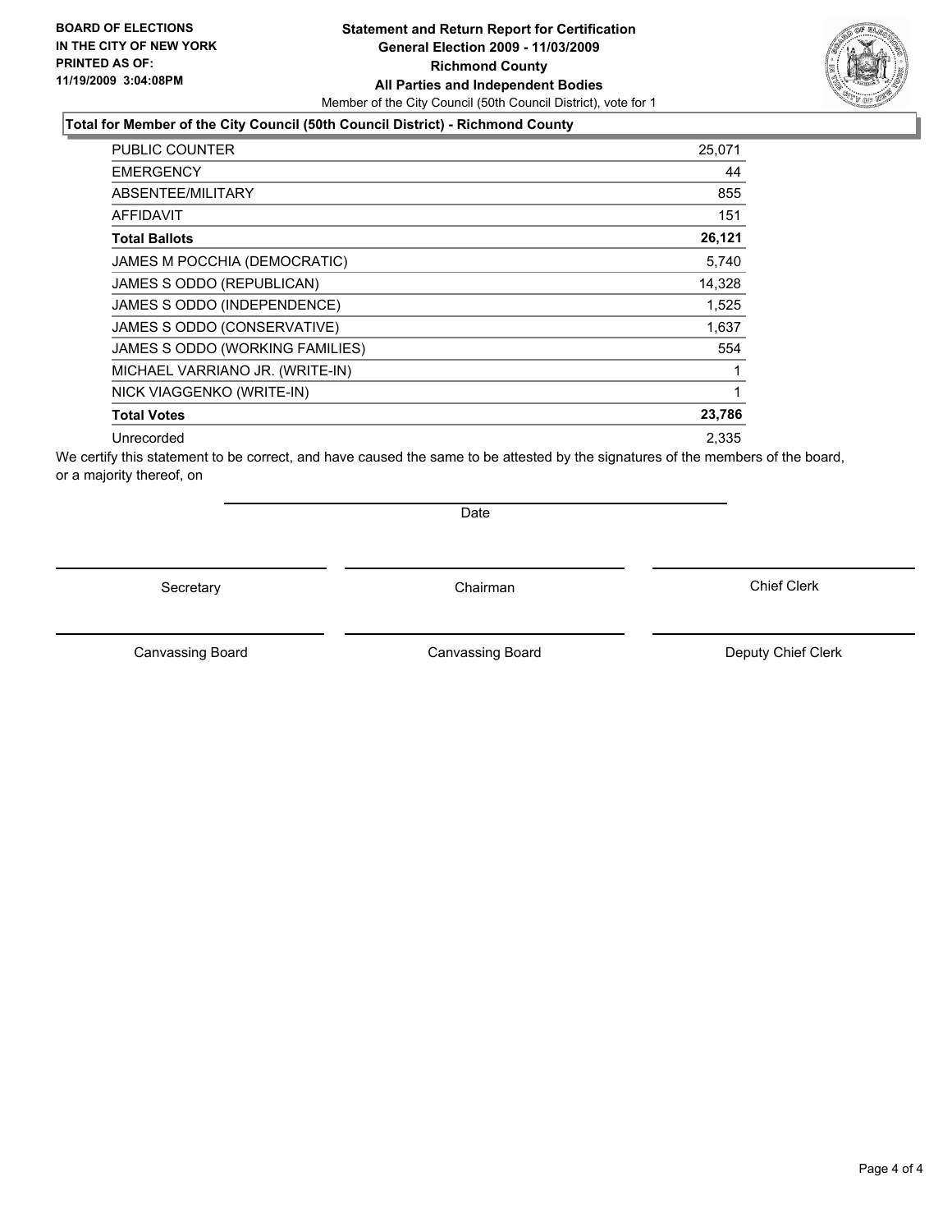**BOARD OF ELECTIONS IN THE CITY OF NEW YORK PRINTED AS OF: 11/19/2009 3:04:08PM**

**Statement and Return Report for Certification**
**General Election 2009 - 11/03/2009**
**Richmond County**
**All Parties and Independent Bodies**
Member of the City Council (50th Council District), vote for 1

### Total for Member of the City Council (50th Council District) - Richmond County

| | |
|---|---|
| PUBLIC COUNTER | 25,071 |
| EMERGENCY | 44 |
| ABSENTEE/MILITARY | 855 |
| AFFIDAVIT | 151 |
| **Total Ballots** | **26,121** |
| JAMES M POCCHIA (DEMOCRATIC) | 5,740 |
| JAMES S ODDO (REPUBLICAN) | 14,328 |
| JAMES S ODDO (INDEPENDENCE) | 1,525 |
| JAMES S ODDO (CONSERVATIVE) | 1,637 |
| JAMES S ODDO (WORKING FAMILIES) | 554 |
| MICHAEL VARRIANO JR. (WRITE-IN) | 1 |
| NICK VIAGGENKO (WRITE-IN) | 1 |
| **Total Votes** | **23,786** |
| Unrecorded | 2,335 |

We certify this statement to be correct, and have caused the same to be attested by the signatures of the members of the board, or a majority thereof, on

Date

Secretary | Chairman | Chief Clerk

Canvassing Board | Canvassing Board | Deputy Chief Clerk